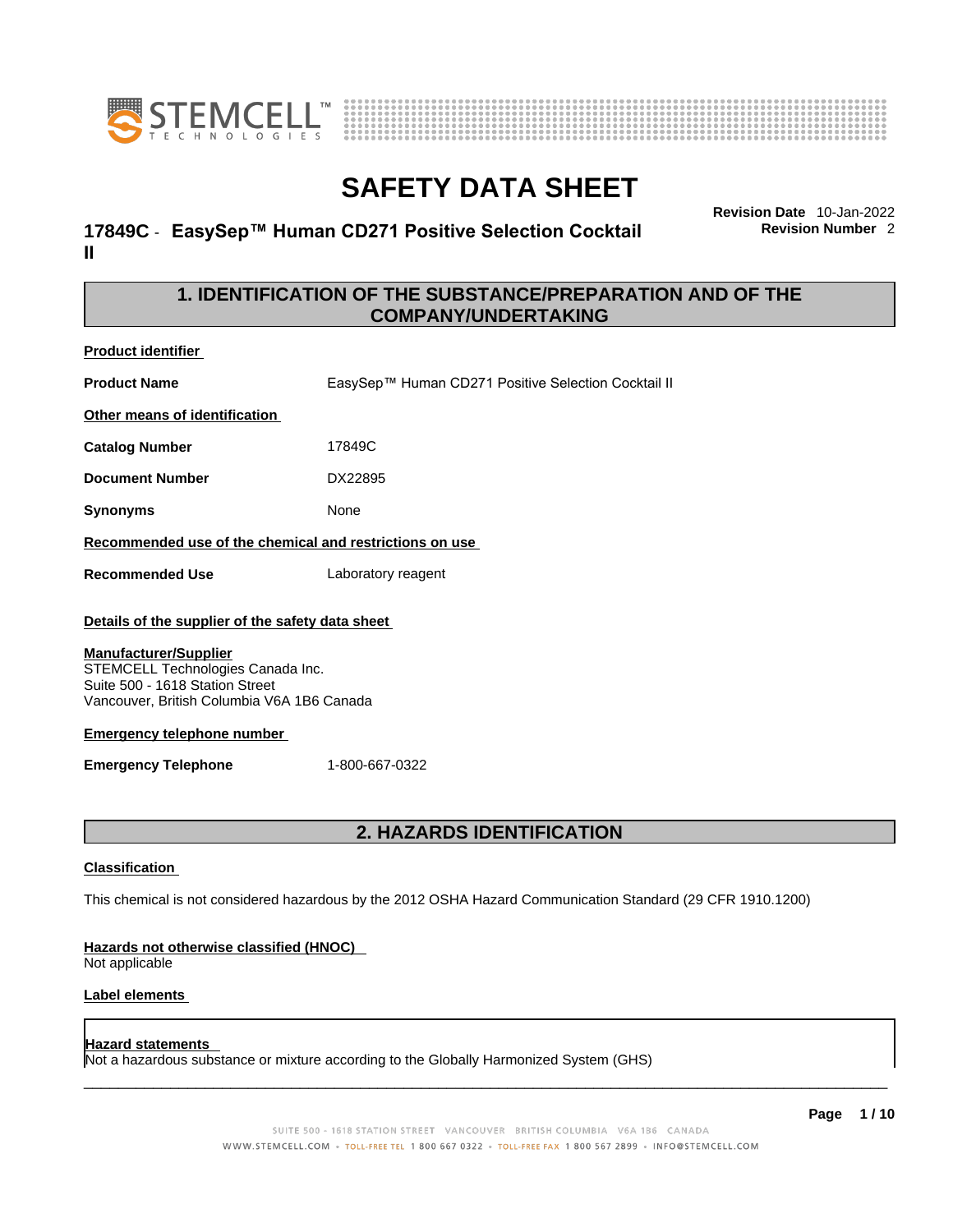# SAFETY DATA SHEET

## 17849C - EasySep™ Human CD271 Positive Selection Cocktail II

**Revision Date** 10-Jan-2022
**Revision Number** 2

## 1. IDENTIFICATION OF THE SUBSTANCE/PREPARATION AND OF THE COMPANY/UNDERTAKING

**Product identifier**

**Product Name** EasySep™ Human CD271 Positive Selection Cocktail II

**Other means of identification**

**Catalog Number** 17849C

**Document Number** DX22895

**Synonyms** None

**Recommended use of the chemical and restrictions on use**

**Recommended Use** Laboratory reagent

**Details of the supplier of the safety data sheet**

**Manufacturer/Supplier**
STEMCELL Technologies Canada Inc.
Suite 500 - 1618 Station Street
Vancouver, British Columbia V6A 1B6 Canada

**Emergency telephone number**

**Emergency Telephone** 1-800-667-0322

## 2. HAZARDS IDENTIFICATION

**Classification**

This chemical is not considered hazardous by the 2012 OSHA Hazard Communication Standard (29 CFR 1910.1200)

**Hazards not otherwise classified (HNOC)**
Not applicable

**Label elements**

**Hazard statements**
Not a hazardous substance or mixture according to the Globally Harmonized System (GHS)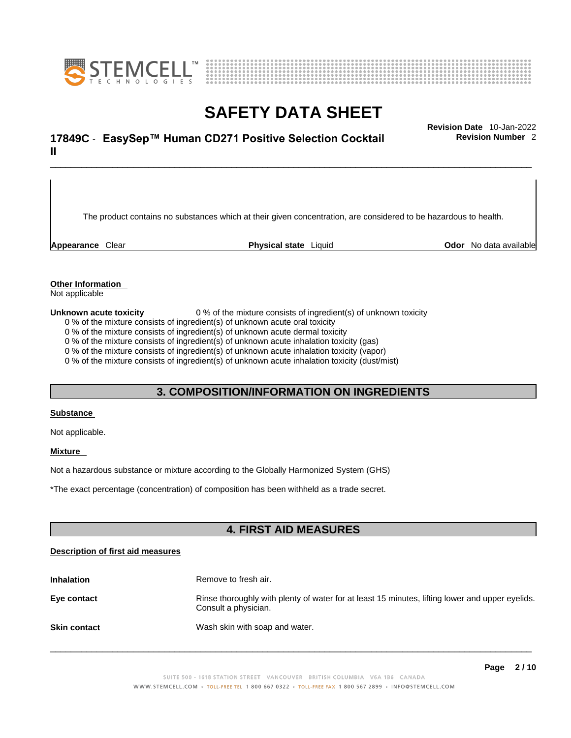The product contains no substances which at their given concentration, are considered to be hazardous to health.

| **Appearance** Clear | **Physical state** Liquid | **Odor** No data available |
|---|---|---|

**Other Information**
Not applicable

**Unknown acute toxicity** 0 % of the mixture consists of ingredient(s) of unknown toxicity

0 % of the mixture consists of ingredient(s) of unknown acute oral toxicity
0 % of the mixture consists of ingredient(s) of unknown acute dermal toxicity
0 % of the mixture consists of ingredient(s) of unknown acute inhalation toxicity (gas)
0 % of the mixture consists of ingredient(s) of unknown acute inhalation toxicity (vapor)
0 % of the mixture consists of ingredient(s) of unknown acute inhalation toxicity (dust/mist)

## 3. COMPOSITION/INFORMATION ON INGREDIENTS

**Substance**

Not applicable.

**Mixture**

Not a hazardous substance or mixture according to the Globally Harmonized System (GHS)

*The exact percentage (concentration) of composition has been withheld as a trade secret.

## 4. FIRST AID MEASURES

**Description of first aid measures**

| | |
|---|---|
| **Inhalation** | Remove to fresh air. |
| **Eye contact** | Rinse thoroughly with plenty of water for at least 15 minutes, lifting lower and upper eyelids. Consult a physician. |
| **Skin contact** | Wash skin with soap and water. |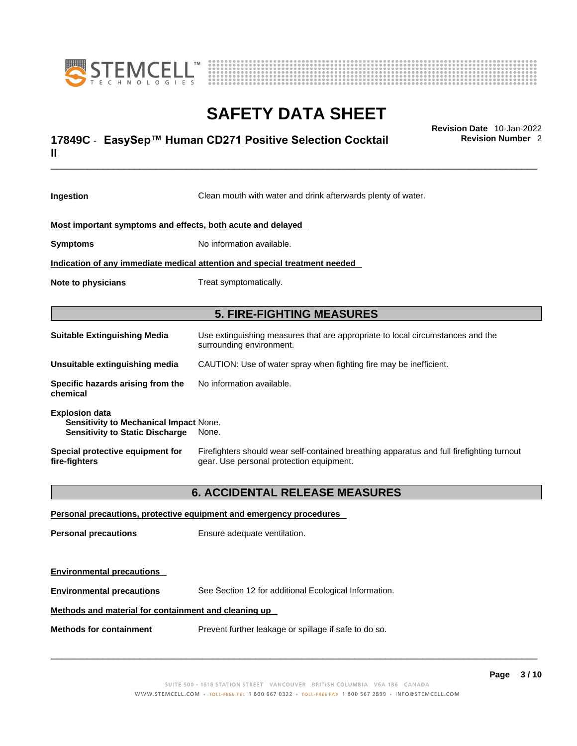**Ingestion** Clean mouth with water and drink afterwards plenty of water.

**Most important symptoms and effects, both acute and delayed**

**Symptoms** No information available.

**Indication of any immediate medical attention and special treatment needed**

**Note to physicians** Treat symptomatically.

## 5. FIRE-FIGHTING MEASURES

**Suitable Extinguishing Media** Use extinguishing measures that are appropriate to local circumstances and the surrounding environment.

**Unsuitable extinguishing media** CAUTION: Use of water spray when fighting fire may be inefficient.

**Specific hazards arising from the chemical** No information available.

**Explosion data**
**Sensitivity to Mechanical Impact** None.
**Sensitivity to Static Discharge** None.

**Special protective equipment for fire-fighters** Firefighters should wear self-contained breathing apparatus and full firefighting turnout gear. Use personal protection equipment.

## 6. ACCIDENTAL RELEASE MEASURES

**Personal precautions, protective equipment and emergency procedures**

**Personal precautions** Ensure adequate ventilation.

**Environmental precautions**

**Environmental precautions** See Section 12 for additional Ecological Information.

**Methods and material for containment and cleaning up**

**Methods for containment** Prevent further leakage or spillage if safe to do so.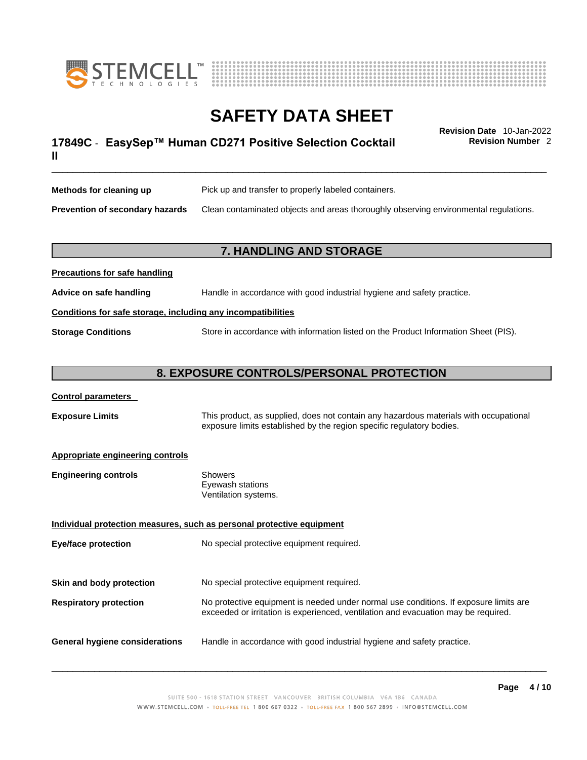**Methods for cleaning up** Pick up and transfer to properly labeled containers.

**Prevention of secondary hazards** Clean contaminated objects and areas thoroughly observing environmental regulations.

## 7. HANDLING AND STORAGE

**Precautions for safe handling**

**Advice on safe handling** Handle in accordance with good industrial hygiene and safety practice.

**Conditions for safe storage, including any incompatibilities**

**Storage Conditions** Store in accordance with information listed on the Product Information Sheet (PIS).

## 8. EXPOSURE CONTROLS/PERSONAL PROTECTION

**Control parameters**

**Exposure Limits** This product, as supplied, does not contain any hazardous materials with occupational exposure limits established by the region specific regulatory bodies.

**Appropriate engineering controls**

**Engineering controls** Showers
Eyewash stations
Ventilation systems.

**Individual protection measures, such as personal protective equipment**

**Eye/face protection** No special protective equipment required.

**Skin and body protection** No special protective equipment required.

**Respiratory protection** No protective equipment is needed under normal use conditions. If exposure limits are exceeded or irritation is experienced, ventilation and evacuation may be required.

**General hygiene considerations** Handle in accordance with good industrial hygiene and safety practice.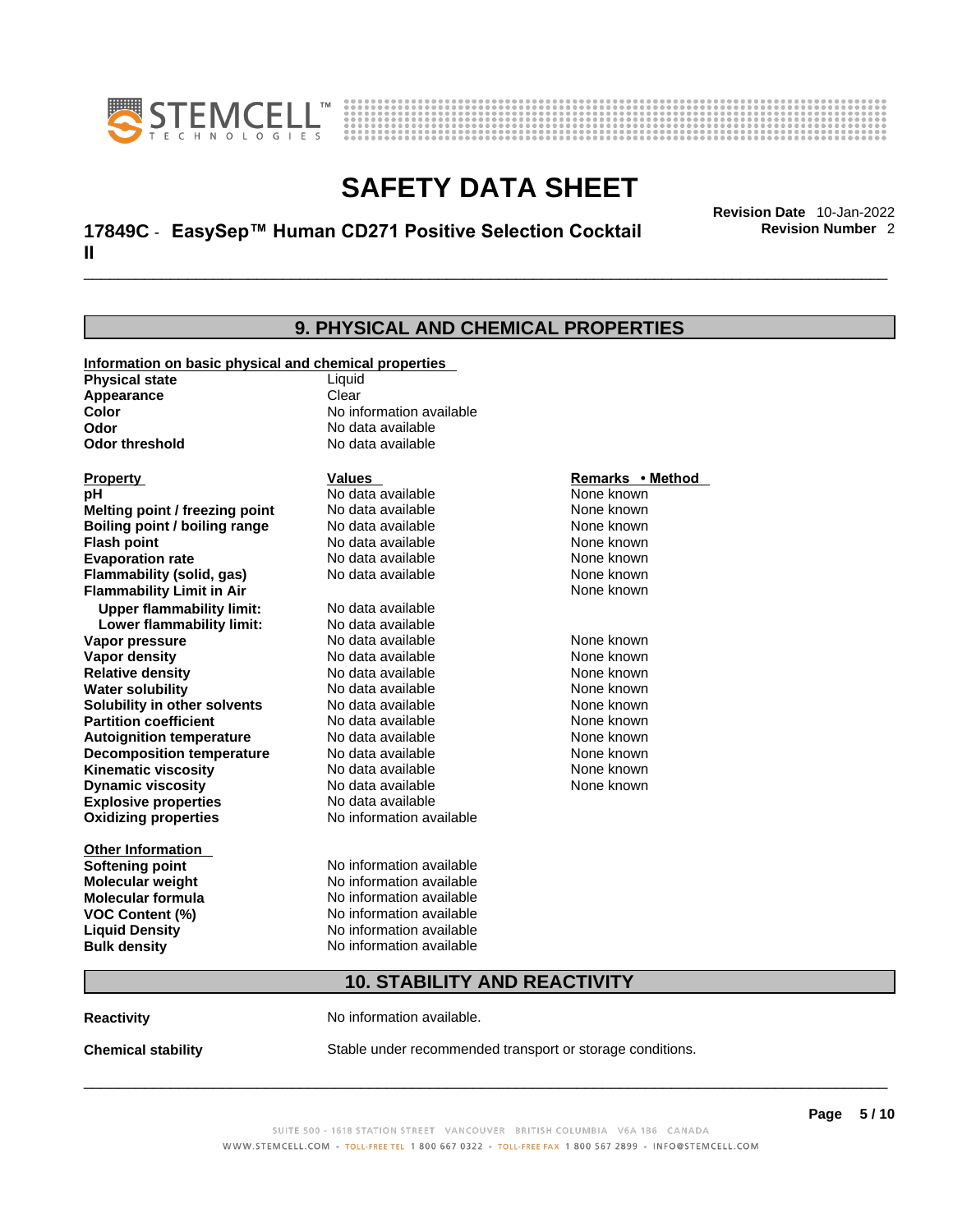# SAFETY DATA SHEET

**17849C - EasySep™ Human CD271 Positive Selection Cocktail II**

**Revision Date** 10-Jan-2022
**Revision Number** 2

## 9. PHYSICAL AND CHEMICAL PROPERTIES

**Information on basic physical and chemical properties**

| | |
|---|---|
| **Physical state** | Liquid |
| **Appearance** | Clear |
| **Color** | No information available |
| **Odor** | No data available |
| **Odor threshold** | No data available |

| Property | Values | Remarks • Method |
|---|---|---|
| **pH** | No data available | None known |
| **Melting point / freezing point** | No data available | None known |
| **Boiling point / boiling range** | No data available | None known |
| **Flash point** | No data available | None known |
| **Evaporation rate** | No data available | None known |
| **Flammability (solid, gas)** | No data available | None known |
| **Flammability Limit in Air** | | None known |
| **Upper flammability limit:** | No data available | |
| **Lower flammability limit:** | No data available | |
| **Vapor pressure** | No data available | None known |
| **Vapor density** | No data available | None known |
| **Relative density** | No data available | None known |
| **Water solubility** | No data available | None known |
| **Solubility in other solvents** | No data available | None known |
| **Partition coefficient** | No data available | None known |
| **Autoignition temperature** | No data available | None known |
| **Decomposition temperature** | No data available | None known |
| **Kinematic viscosity** | No data available | None known |
| **Dynamic viscosity** | No data available | None known |
| **Explosive properties** | No data available | |
| **Oxidizing properties** | No information available | |

**Other Information**

| | |
|---|---|
| **Softening point** | No information available |
| **Molecular weight** | No information available |
| **Molecular formula** | No information available |
| **VOC Content (%)** | No information available |
| **Liquid Density** | No information available |
| **Bulk density** | No information available |

## 10. STABILITY AND REACTIVITY

**Reactivity** No information available.

**Chemical stability** Stable under recommended transport or storage conditions.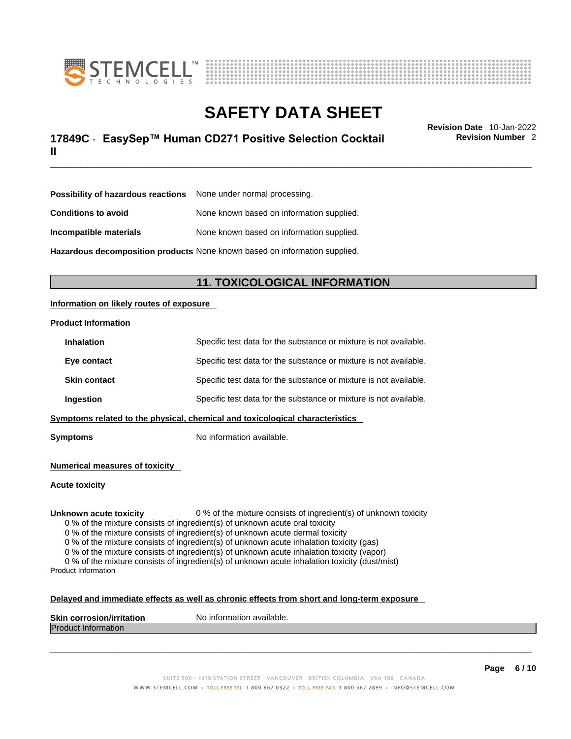| | |
|---|---|
| **Possibility of hazardous reactions** | None under normal processing. |
| **Conditions to avoid** | None known based on information supplied. |
| **Incompatible materials** | None known based on information supplied. |
| **Hazardous decomposition products** | None known based on information supplied. |

## 11. TOXICOLOGICAL INFORMATION

**Information on likely routes of exposure**

**Product Information**

| | |
|---|---|
| **Inhalation** | Specific test data for the substance or mixture is not available. |
| **Eye contact** | Specific test data for the substance or mixture is not available. |
| **Skin contact** | Specific test data for the substance or mixture is not available. |
| **Ingestion** | Specific test data for the substance or mixture is not available. |

**Symptoms related to the physical, chemical and toxicological characteristics**

**Symptoms** No information available.

**Numerical measures of toxicity**

**Acute toxicity**

**Unknown acute toxicity** 0 % of the mixture consists of ingredient(s) of unknown toxicity

- 0 % of the mixture consists of ingredient(s) of unknown acute oral toxicity
- 0 % of the mixture consists of ingredient(s) of unknown acute dermal toxicity
- 0 % of the mixture consists of ingredient(s) of unknown acute inhalation toxicity (gas)
- 0 % of the mixture consists of ingredient(s) of unknown acute inhalation toxicity (vapor)
- 0 % of the mixture consists of ingredient(s) of unknown acute inhalation toxicity (dust/mist)

Product Information

**Delayed and immediate effects as well as chronic effects from short and long-term exposure**

**Skin corrosion/irritation** No information available.

Product Information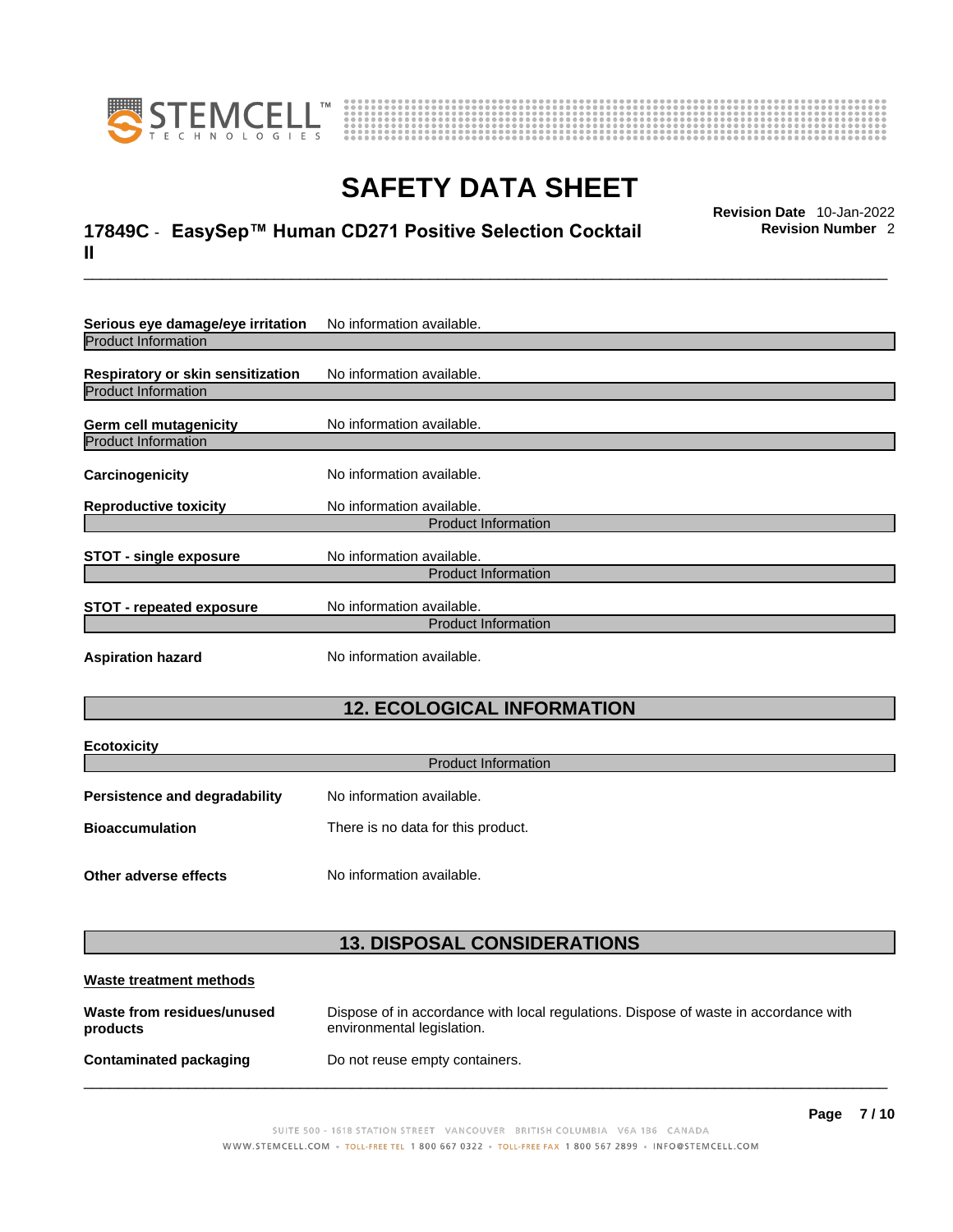**Serious eye damage/eye irritation** No information available.

Product Information

**Respiratory or skin sensitization** No information available.

Product Information

**Germ cell mutagenicity** No information available.

Product Information

**Carcinogenicity** No information available.

**Reproductive toxicity** No information available.

Product Information

**STOT - single exposure** No information available.

Product Information

**STOT - repeated exposure** No information available.

Product Information

**Aspiration hazard** No information available.

## 12. ECOLOGICAL INFORMATION

**Ecotoxicity**

Product Information

**Persistence and degradability** No information available.

**Bioaccumulation** There is no data for this product.

**Other adverse effects** No information available.

## 13. DISPOSAL CONSIDERATIONS

**Waste treatment methods**

**Waste from residues/unused products** Dispose of in accordance with local regulations. Dispose of waste in accordance with environmental legislation.

**Contaminated packaging** Do not reuse empty containers.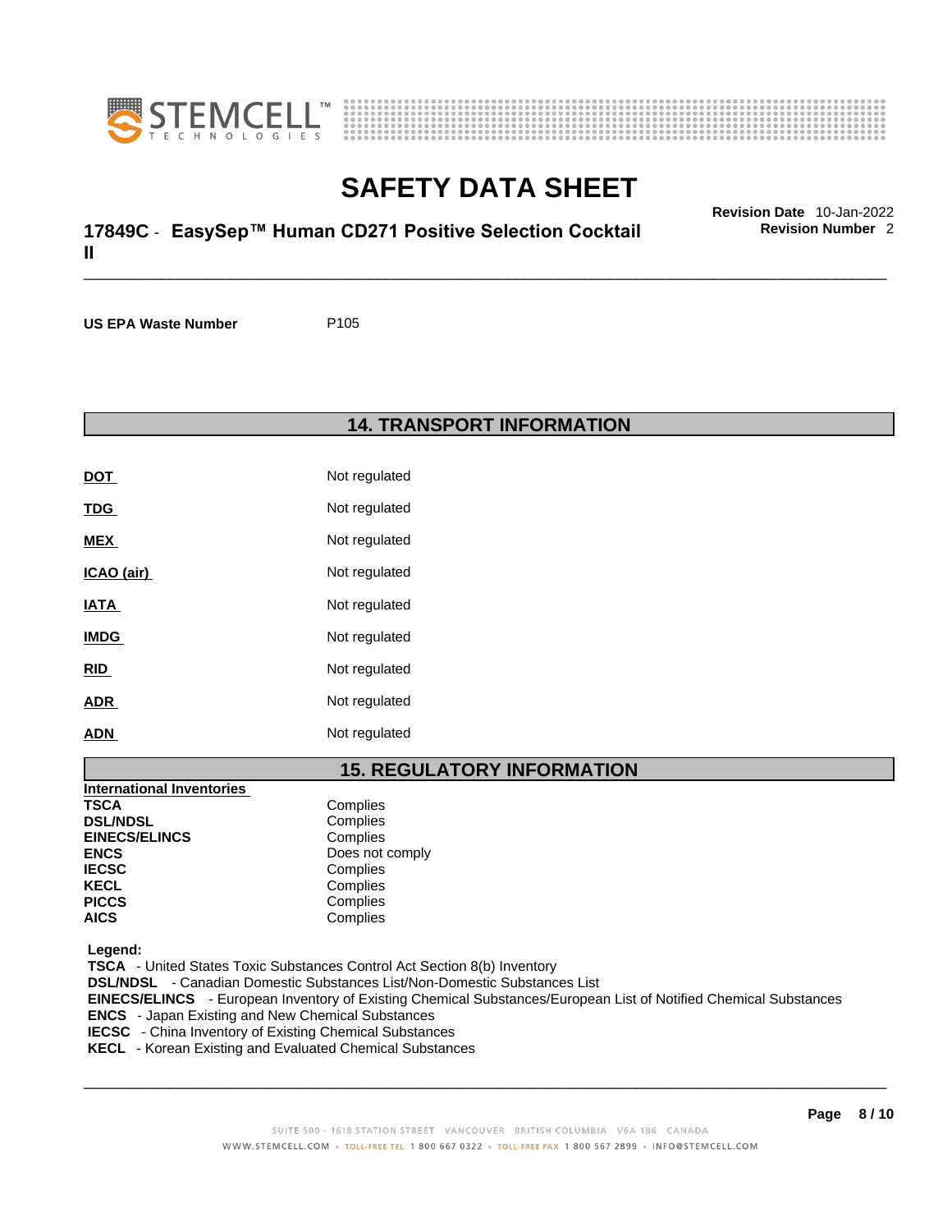| | |
|---|---|
| **US EPA Waste Number** | P105 |

## 14. TRANSPORT INFORMATION

| | |
|---|---|
| **DOT** | Not regulated |
| **TDG** | Not regulated |
| **MEX** | Not regulated |
| **ICAO (air)** | Not regulated |
| **IATA** | Not regulated |
| **IMDG** | Not regulated |
| **RID** | Not regulated |
| **ADR** | Not regulated |
| **ADN** | Not regulated |

## 15. REGULATORY INFORMATION

**International Inventories**

| | |
|---|---|
| **TSCA** | Complies |
| **DSL/NDSL** | Complies |
| **EINECS/ELINCS** | Complies |
| **ENCS** | Does not comply |
| **IECSC** | Complies |
| **KECL** | Complies |
| **PICCS** | Complies |
| **AICS** | Complies |

**Legend:**

**TSCA** - United States Toxic Substances Control Act Section 8(b) Inventory
**DSL/NDSL** - Canadian Domestic Substances List/Non-Domestic Substances List
**EINECS/ELINCS** - European Inventory of Existing Chemical Substances/European List of Notified Chemical Substances
**ENCS** - Japan Existing and New Chemical Substances
**IECSC** - China Inventory of Existing Chemical Substances
**KECL** - Korean Existing and Evaluated Chemical Substances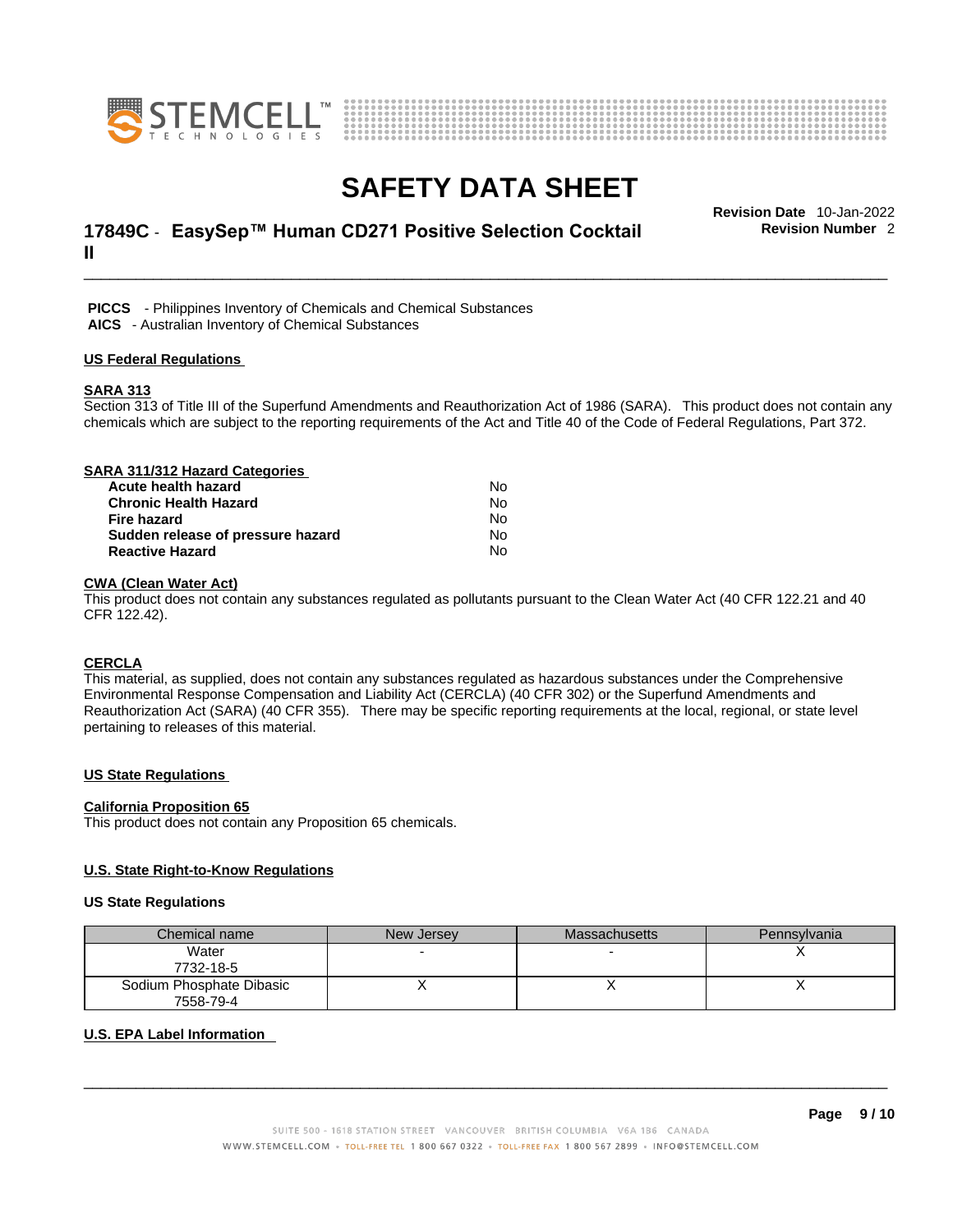**PICCS** - Philippines Inventory of Chemicals and Chemical Substances
**AICS** - Australian Inventory of Chemical Substances

## US Federal Regulations

### SARA 313

Section 313 of Title III of the Superfund Amendments and Reauthorization Act of 1986 (SARA). This product does not contain any chemicals which are subject to the reporting requirements of the Act and Title 40 of the Code of Federal Regulations, Part 372.

### SARA 311/312 Hazard Categories

| | |
|---|---|
| **Acute health hazard** | No |
| **Chronic Health Hazard** | No |
| **Fire hazard** | No |
| **Sudden release of pressure hazard** | No |
| **Reactive Hazard** | No |

### CWA (Clean Water Act)

This product does not contain any substances regulated as pollutants pursuant to the Clean Water Act (40 CFR 122.21 and 40 CFR 122.42).

### CERCLA

This material, as supplied, does not contain any substances regulated as hazardous substances under the Comprehensive Environmental Response Compensation and Liability Act (CERCLA) (40 CFR 302) or the Superfund Amendments and Reauthorization Act (SARA) (40 CFR 355). There may be specific reporting requirements at the local, regional, or state level pertaining to releases of this material.

## US State Regulations

### California Proposition 65

This product does not contain any Proposition 65 chemicals.

### U.S. State Right-to-Know Regulations

**US State Regulations**

| Chemical name | New Jersey | Massachusetts | Pennsylvania |
|---|---|---|---|
| Water<br>7732-18-5 | - | - | X |
| Sodium Phosphate Dibasic<br>7558-79-4 | X | X | X |

### U.S. EPA Label Information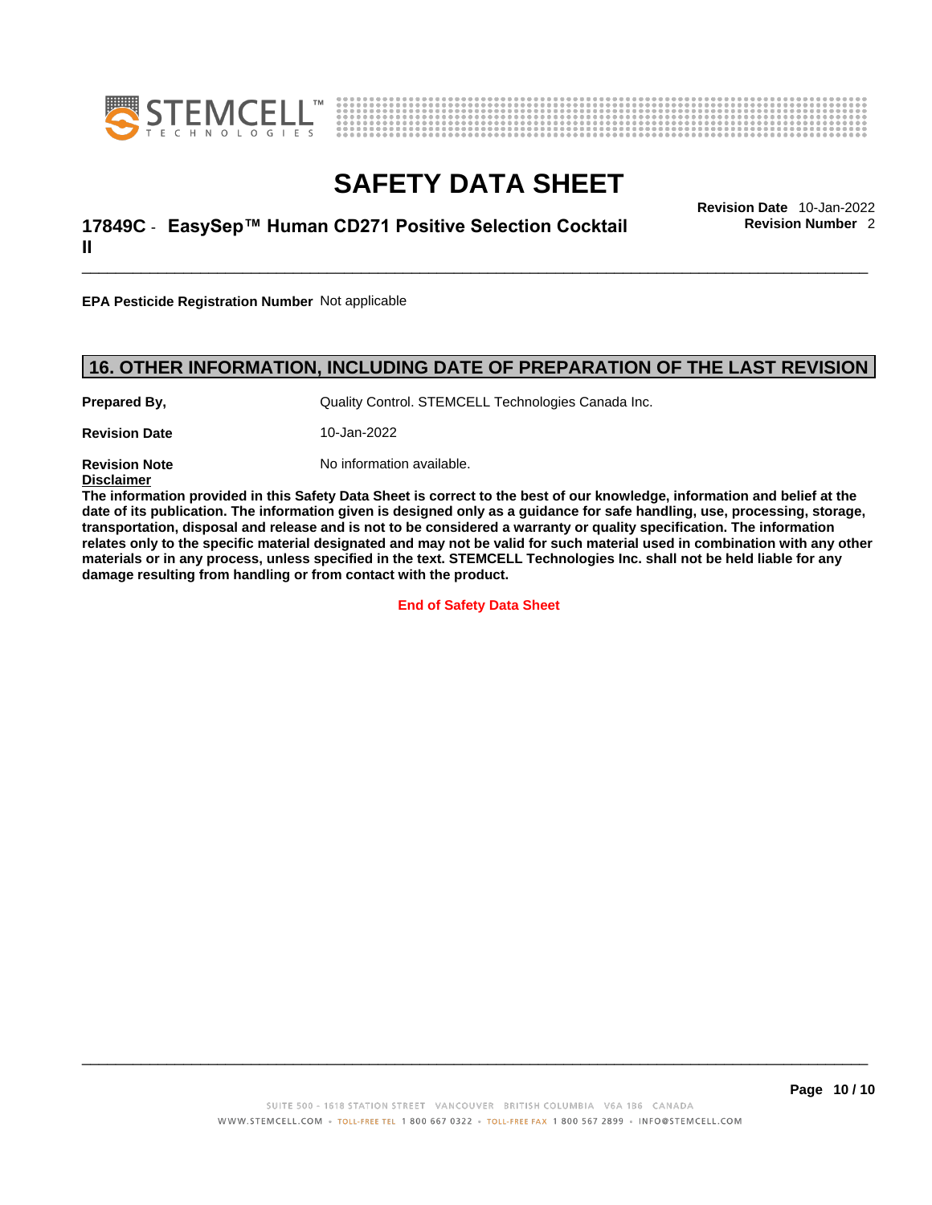**EPA Pesticide Registration Number** Not applicable

## 16. OTHER INFORMATION, INCLUDING DATE OF PREPARATION OF THE LAST REVISION

**Prepared By,** Quality Control. STEMCELL Technologies Canada Inc.

**Revision Date** 10-Jan-2022

**Revision Note** No information available.

**Disclaimer**

**The information provided in this Safety Data Sheet is correct to the best of our knowledge, information and belief at the date of its publication. The information given is designed only as a guidance for safe handling, use, processing, storage, transportation, disposal and release and is not to be considered a warranty or quality specification. The information relates only to the specific material designated and may not be valid for such material used in combination with any other materials or in any process, unless specified in the text. STEMCELL Technologies Inc. shall not be held liable for any damage resulting from handling or from contact with the product.**

**End of Safety Data Sheet**